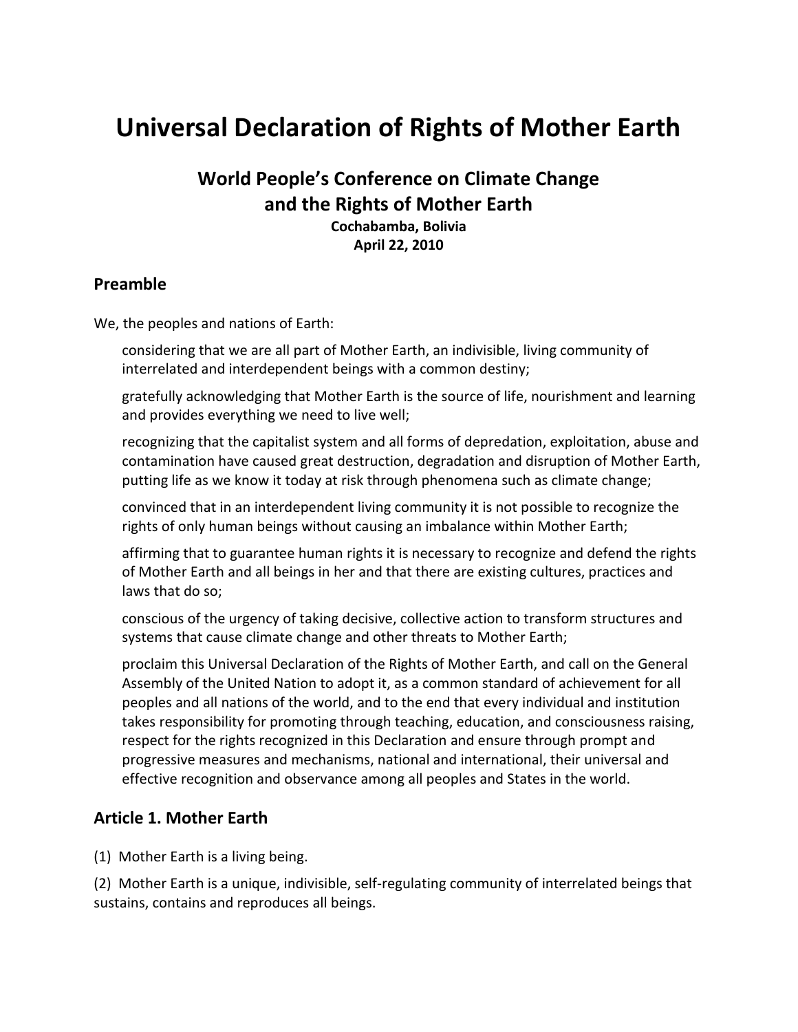# Universal Declaration of Rights of Mother Earth

## World People's Conference on Climate Change and the Rights of Mother Earth

**Cochabamba, Bolivia**
**April 22, 2010**

## Preamble

We, the peoples and nations of Earth:

considering that we are all part of Mother Earth, an indivisible, living community of interrelated and interdependent beings with a common destiny;

gratefully acknowledging that Mother Earth is the source of life, nourishment and learning and provides everything we need to live well;

recognizing that the capitalist system and all forms of depredation, exploitation, abuse and contamination have caused great destruction, degradation and disruption of Mother Earth, putting life as we know it today at risk through phenomena such as climate change;

convinced that in an interdependent living community it is not possible to recognize the rights of only human beings without causing an imbalance within Mother Earth;

affirming that to guarantee human rights it is necessary to recognize and defend the rights of Mother Earth and all beings in her and that there are existing cultures, practices and laws that do so;

conscious of the urgency of taking decisive, collective action to transform structures and systems that cause climate change and other threats to Mother Earth;

proclaim this Universal Declaration of the Rights of Mother Earth, and call on the General Assembly of the United Nation to adopt it, as a common standard of achievement for all peoples and all nations of the world, and to the end that every individual and institution takes responsibility for promoting through teaching, education, and consciousness raising, respect for the rights recognized in this Declaration and ensure through prompt and progressive measures and mechanisms, national and international, their universal and effective recognition and observance among all peoples and States in the world.

## Article 1. Mother Earth

(1) Mother Earth is a living being.

(2) Mother Earth is a unique, indivisible, self-regulating community of interrelated beings that sustains, contains and reproduces all beings.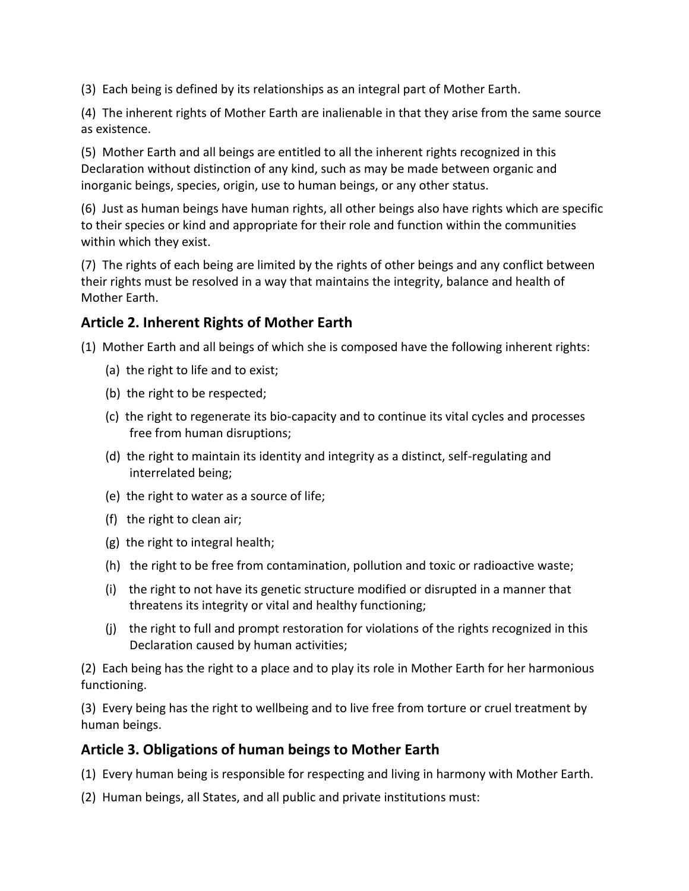(3) Each being is defined by its relationships as an integral part of Mother Earth.

(4) The inherent rights of Mother Earth are inalienable in that they arise from the same source as existence.

(5) Mother Earth and all beings are entitled to all the inherent rights recognized in this Declaration without distinction of any kind, such as may be made between organic and inorganic beings, species, origin, use to human beings, or any other status.

(6) Just as human beings have human rights, all other beings also have rights which are specific to their species or kind and appropriate for their role and function within the communities within which they exist.

(7) The rights of each being are limited by the rights of other beings and any conflict between their rights must be resolved in a way that maintains the integrity, balance and health of Mother Earth.

## Article 2. Inherent Rights of Mother Earth

(1) Mother Earth and all beings of which she is composed have the following inherent rights:

- (a) the right to life and to exist;
- (b) the right to be respected;
- (c) the right to regenerate its bio-capacity and to continue its vital cycles and processes free from human disruptions;
- (d) the right to maintain its identity and integrity as a distinct, self-regulating and interrelated being;
- (e) the right to water as a source of life;
- (f) the right to clean air;
- (g) the right to integral health;
- (h) the right to be free from contamination, pollution and toxic or radioactive waste;
- (i) the right to not have its genetic structure modified or disrupted in a manner that threatens its integrity or vital and healthy functioning;
- (j) the right to full and prompt restoration for violations of the rights recognized in this Declaration caused by human activities;

(2) Each being has the right to a place and to play its role in Mother Earth for her harmonious functioning.

(3) Every being has the right to wellbeing and to live free from torture or cruel treatment by human beings.

## Article 3. Obligations of human beings to Mother Earth

(1) Every human being is responsible for respecting and living in harmony with Mother Earth.

(2) Human beings, all States, and all public and private institutions must: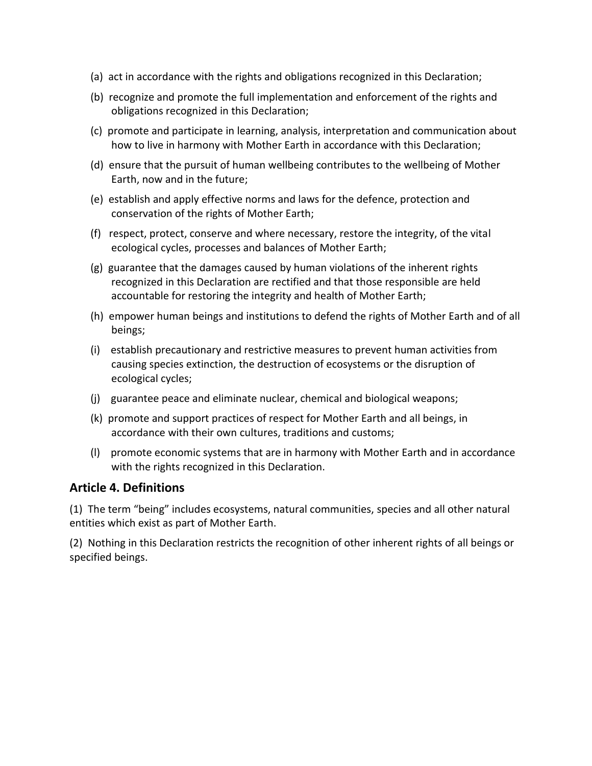(a) act in accordance with the rights and obligations recognized in this Declaration;

(b) recognize and promote the full implementation and enforcement of the rights and obligations recognized in this Declaration;

(c) promote and participate in learning, analysis, interpretation and communication about how to live in harmony with Mother Earth in accordance with this Declaration;

(d) ensure that the pursuit of human wellbeing contributes to the wellbeing of Mother Earth, now and in the future;

(e) establish and apply effective norms and laws for the defence, protection and conservation of the rights of Mother Earth;

(f) respect, protect, conserve and where necessary, restore the integrity, of the vital ecological cycles, processes and balances of Mother Earth;

(g) guarantee that the damages caused by human violations of the inherent rights recognized in this Declaration are rectified and that those responsible are held accountable for restoring the integrity and health of Mother Earth;

(h) empower human beings and institutions to defend the rights of Mother Earth and of all beings;

(i) establish precautionary and restrictive measures to prevent human activities from causing species extinction, the destruction of ecosystems or the disruption of ecological cycles;

(j) guarantee peace and eliminate nuclear, chemical and biological weapons;

(k) promote and support practices of respect for Mother Earth and all beings, in accordance with their own cultures, traditions and customs;

(l) promote economic systems that are in harmony with Mother Earth and in accordance with the rights recognized in this Declaration.

## Article 4. Definitions

(1) The term "being" includes ecosystems, natural communities, species and all other natural entities which exist as part of Mother Earth.

(2) Nothing in this Declaration restricts the recognition of other inherent rights of all beings or specified beings.